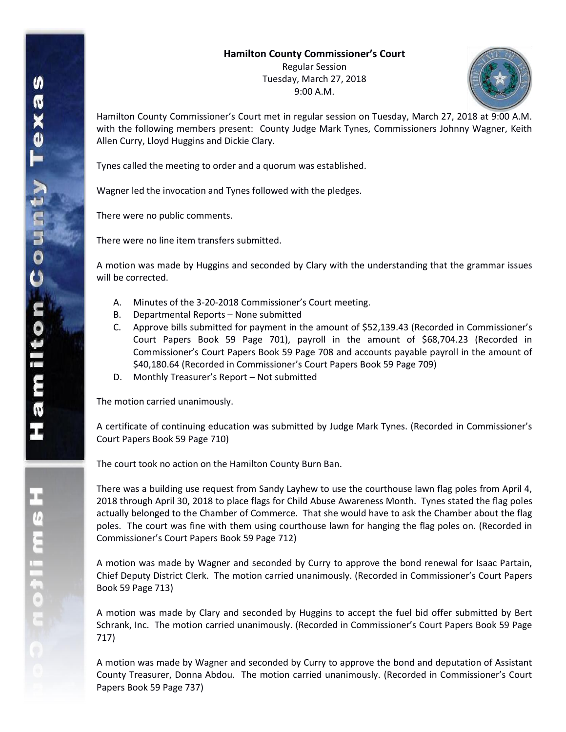**Hamilton County Commissioner's Court**

Regular Session

Tuesday, March 27, 2018

9:00 A.M.

Hamilton County Commissioner's Court met in regular session on Tuesday, March 27, 2018 at 9:00 A.M. with the following members present: County Judge Mark Tynes, Commissioners Johnny Wagner, Keith Allen Curry, Lloyd Huggins and Dickie Clary.

Tynes called the meeting to order and a quorum was established.

Wagner led the invocation and Tynes followed with the pledges.

There were no public comments.

There were no line item transfers submitted.

A motion was made by Huggins and seconded by Clary with the understanding that the grammar issues will be corrected.

A. Minutes of the 3-20-2018 Commissioner's Court meeting.
B. Departmental Reports – None submitted
C. Approve bills submitted for payment in the amount of $52,139.43 (Recorded in Commissioner's Court Papers Book 59 Page 701), payroll in the amount of $68,704.23 (Recorded in Commissioner's Court Papers Book 59 Page 708 and accounts payable payroll in the amount of $40,180.64 (Recorded in Commissioner's Court Papers Book 59 Page 709)
D. Monthly Treasurer's Report – Not submitted

The motion carried unanimously.

A certificate of continuing education was submitted by Judge Mark Tynes. (Recorded in Commissioner's Court Papers Book 59 Page 710)

The court took no action on the Hamilton County Burn Ban.

There was a building use request from Sandy Layhew to use the courthouse lawn flag poles from April 4, 2018 through April 30, 2018 to place flags for Child Abuse Awareness Month. Tynes stated the flag poles actually belonged to the Chamber of Commerce. That she would have to ask the Chamber about the flag poles. The court was fine with them using courthouse lawn for hanging the flag poles on. (Recorded in Commissioner's Court Papers Book 59 Page 712)

A motion was made by Wagner and seconded by Curry to approve the bond renewal for Isaac Partain, Chief Deputy District Clerk. The motion carried unanimously. (Recorded in Commissioner's Court Papers Book 59 Page 713)

A motion was made by Clary and seconded by Huggins to accept the fuel bid offer submitted by Bert Schrank, Inc. The motion carried unanimously. (Recorded in Commissioner's Court Papers Book 59 Page 717)

A motion was made by Wagner and seconded by Curry to approve the bond and deputation of Assistant County Treasurer, Donna Abdou. The motion carried unanimously. (Recorded in Commissioner's Court Papers Book 59 Page 737)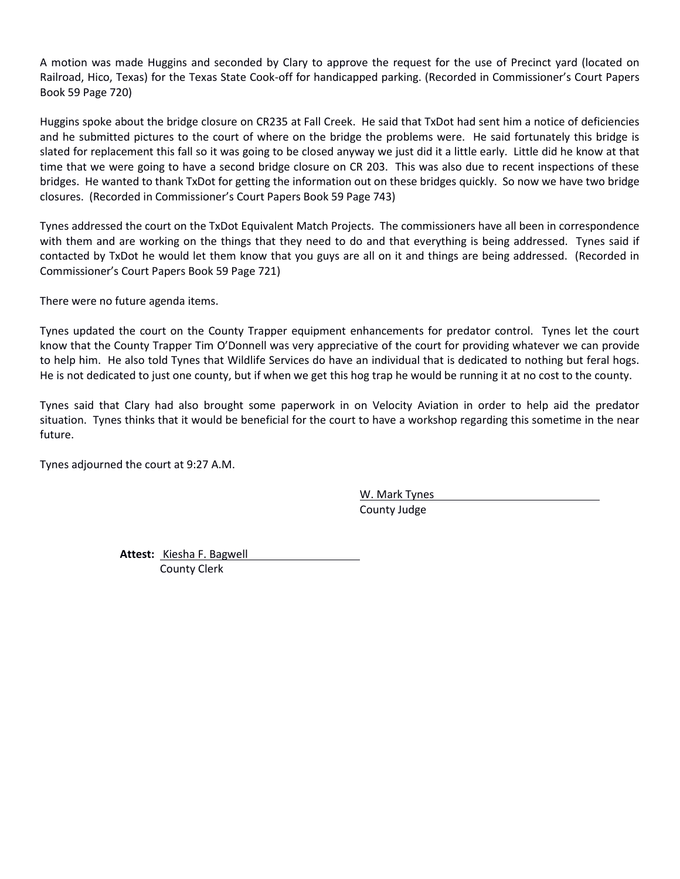A motion was made Huggins and seconded by Clary to approve the request for the use of Precinct yard (located on Railroad, Hico, Texas) for the Texas State Cook-off for handicapped parking. (Recorded in Commissioner's Court Papers Book 59 Page 720)

Huggins spoke about the bridge closure on CR235 at Fall Creek. He said that TxDot had sent him a notice of deficiencies and he submitted pictures to the court of where on the bridge the problems were. He said fortunately this bridge is slated for replacement this fall so it was going to be closed anyway we just did it a little early. Little did he know at that time that we were going to have a second bridge closure on CR 203. This was also due to recent inspections of these bridges. He wanted to thank TxDot for getting the information out on these bridges quickly. So now we have two bridge closures. (Recorded in Commissioner's Court Papers Book 59 Page 743)

Tynes addressed the court on the TxDot Equivalent Match Projects. The commissioners have all been in correspondence with them and are working on the things that they need to do and that everything is being addressed. Tynes said if contacted by TxDot he would let them know that you guys are all on it and things are being addressed. (Recorded in Commissioner's Court Papers Book 59 Page 721)

There were no future agenda items.

Tynes updated the court on the County Trapper equipment enhancements for predator control. Tynes let the court know that the County Trapper Tim O'Donnell was very appreciative of the court for providing whatever we can provide to help him. He also told Tynes that Wildlife Services do have an individual that is dedicated to nothing but feral hogs. He is not dedicated to just one county, but if when we get this hog trap he would be running it at no cost to the county.

Tynes said that Clary had also brought some paperwork in on Velocity Aviation in order to help aid the predator situation. Tynes thinks that it would be beneficial for the court to have a workshop regarding this sometime in the near future.

Tynes adjourned the court at 9:27 A.M.

W. Mark Tynes
County Judge

**Attest:** Kiesha F. Bagwell
County Clerk